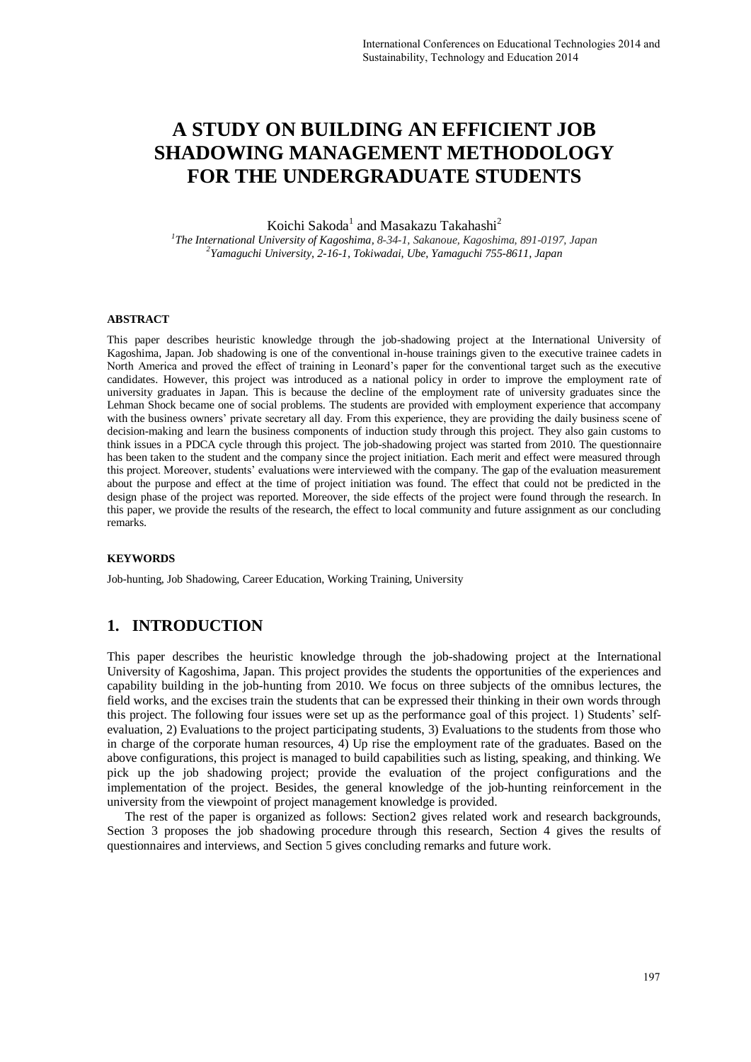# A STUDY ON BUILDING AN EFFICIENT JOB SHADOWING MANAGEMENT METHODOLOGY FOR THE UNDERGRADUATE STUDENTS

Koichi Sakoda[1] and Masakazu Takahashi[2]

[1]*The International University of Kagoshima, 8-34-1, Sakanoue, Kagoshima, 891-0197, Japan*
[2]*Yamaguchi University, 2-16-1, Tokiwadai, Ube, Yamaguchi 755-8611, Japan*

#### ABSTRACT

This paper describes heuristic knowledge through the job-shadowing project at the International University of Kagoshima, Japan. Job shadowing is one of the conventional in-house trainings given to the executive trainee cadets in North America and proved the effect of training in Leonard's paper for the conventional target such as the executive candidates. However, this project was introduced as a national policy in order to improve the employment rate of university graduates in Japan. This is because the decline of the employment rate of university graduates since the Lehman Shock became one of social problems. The students are provided with employment experience that accompany with the business owners' private secretary all day. From this experience, they are providing the daily business scene of decision-making and learn the business components of induction study through this project. They also gain customs to think issues in a PDCA cycle through this project. The job-shadowing project was started from 2010. The questionnaire has been taken to the student and the company since the project initiation. Each merit and effect were measured through this project. Moreover, students' evaluations were interviewed with the company. The gap of the evaluation measurement about the purpose and effect at the time of project initiation was found. The effect that could not be predicted in the design phase of the project was reported. Moreover, the side effects of the project were found through the research. In this paper, we provide the results of the research, the effect to local community and future assignment as our concluding remarks.

#### KEYWORDS

Job-hunting, Job Shadowing, Career Education, Working Training, University

## 1. INTRODUCTION

This paper describes the heuristic knowledge through the job-shadowing project at the International University of Kagoshima, Japan. This project provides the students the opportunities of the experiences and capability building in the job-hunting from 2010. We focus on three subjects of the omnibus lectures, the field works, and the excises train the students that can be expressed their thinking in their own words through this project. The following four issues were set up as the performance goal of this project. 1) Students' self-evaluation, 2) Evaluations to the project participating students, 3) Evaluations to the students from those who in charge of the corporate human resources, 4) Up rise the employment rate of the graduates. Based on the above configurations, this project is managed to build capabilities such as listing, speaking, and thinking. We pick up the job shadowing project; provide the evaluation of the project configurations and the implementation of the project. Besides, the general knowledge of the job-hunting reinforcement in the university from the viewpoint of project management knowledge is provided.

The rest of the paper is organized as follows: Section2 gives related work and research backgrounds, Section 3 proposes the job shadowing procedure through this research, Section 4 gives the results of questionnaires and interviews, and Section 5 gives concluding remarks and future work.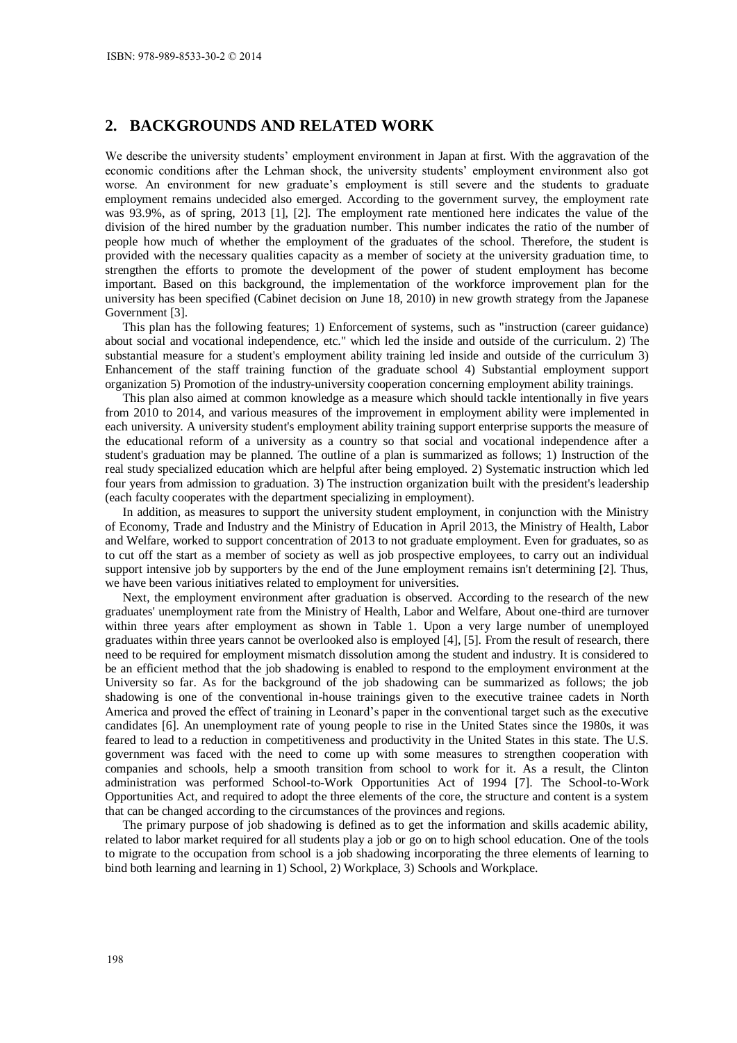## 2. BACKGROUNDS AND RELATED WORK

We describe the university students' employment environment in Japan at first. With the aggravation of the economic conditions after the Lehman shock, the university students' employment environment also got worse. An environment for new graduate's employment is still severe and the students to graduate employment remains undecided also emerged. According to the government survey, the employment rate was 93.9%, as of spring, 2013 [1], [2]. The employment rate mentioned here indicates the value of the division of the hired number by the graduation number. This number indicates the ratio of the number of people how much of whether the employment of the graduates of the school. Therefore, the student is provided with the necessary qualities capacity as a member of society at the university graduation time, to strengthen the efforts to promote the development of the power of student employment has become important. Based on this background, the implementation of the workforce improvement plan for the university has been specified (Cabinet decision on June 18, 2010) in new growth strategy from the Japanese Government [3].

This plan has the following features; 1) Enforcement of systems, such as "instruction (career guidance) about social and vocational independence, etc." which led the inside and outside of the curriculum. 2) The substantial measure for a student's employment ability training led inside and outside of the curriculum 3) Enhancement of the staff training function of the graduate school 4) Substantial employment support organization 5) Promotion of the industry-university cooperation concerning employment ability trainings.

This plan also aimed at common knowledge as a measure which should tackle intentionally in five years from 2010 to 2014, and various measures of the improvement in employment ability were implemented in each university. A university student's employment ability training support enterprise supports the measure of the educational reform of a university as a country so that social and vocational independence after a student's graduation may be planned. The outline of a plan is summarized as follows; 1) Instruction of the real study specialized education which are helpful after being employed. 2) Systematic instruction which led four years from admission to graduation. 3) The instruction organization built with the president's leadership (each faculty cooperates with the department specializing in employment).

In addition, as measures to support the university student employment, in conjunction with the Ministry of Economy, Trade and Industry and the Ministry of Education in April 2013, the Ministry of Health, Labor and Welfare, worked to support concentration of 2013 to not graduate employment. Even for graduates, so as to cut off the start as a member of society as well as job prospective employees, to carry out an individual support intensive job by supporters by the end of the June employment remains isn't determining [2]. Thus, we have been various initiatives related to employment for universities.

Next, the employment environment after graduation is observed. According to the research of the new graduates' unemployment rate from the Ministry of Health, Labor and Welfare, About one-third are turnover within three years after employment as shown in Table 1. Upon a very large number of unemployed graduates within three years cannot be overlooked also is employed [4], [5]. From the result of research, there need to be required for employment mismatch dissolution among the student and industry. It is considered to be an efficient method that the job shadowing is enabled to respond to the employment environment at the University so far. As for the background of the job shadowing can be summarized as follows; the job shadowing is one of the conventional in-house trainings given to the executive trainee cadets in North America and proved the effect of training in Leonard's paper in the conventional target such as the executive candidates [6]. An unemployment rate of young people to rise in the United States since the 1980s, it was feared to lead to a reduction in competitiveness and productivity in the United States in this state. The U.S. government was faced with the need to come up with some measures to strengthen cooperation with companies and schools, help a smooth transition from school to work for it. As a result, the Clinton administration was performed School-to-Work Opportunities Act of 1994 [7]. The School-to-Work Opportunities Act, and required to adopt the three elements of the core, the structure and content is a system that can be changed according to the circumstances of the provinces and regions.

The primary purpose of job shadowing is defined as to get the information and skills academic ability, related to labor market required for all students play a job or go on to high school education. One of the tools to migrate to the occupation from school is a job shadowing incorporating the three elements of learning to bind both learning and learning in 1) School, 2) Workplace, 3) Schools and Workplace.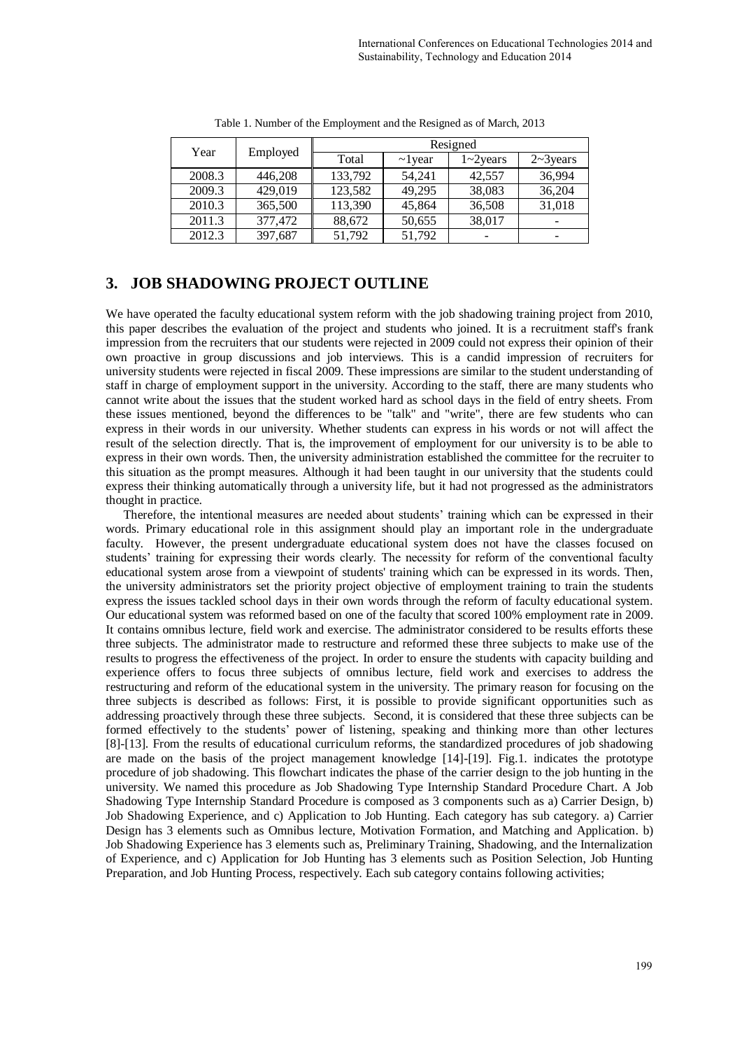Table 1. Number of the Employment and the Resigned as of March, 2013

| Year | Employed | Resigned | | | |
|---|---|---|---|---|---|
| | | Total | ~1year | 1~2years | 2~3years |
| 2008.3 | 446,208 | 133,792 | 54,241 | 42,557 | 36,994 |
| 2009.3 | 429,019 | 123,582 | 49,295 | 38,083 | 36,204 |
| 2010.3 | 365,500 | 113,390 | 45,864 | 36,508 | 31,018 |
| 2011.3 | 377,472 | 88,672 | 50,655 | 38,017 | - |
| 2012.3 | 397,687 | 51,792 | 51,792 | - | - |

## 3. JOB SHADOWING PROJECT OUTLINE

We have operated the faculty educational system reform with the job shadowing training project from 2010, this paper describes the evaluation of the project and students who joined. It is a recruitment staff's frank impression from the recruiters that our students were rejected in 2009 could not express their opinion of their own proactive in group discussions and job interviews. This is a candid impression of recruiters for university students were rejected in fiscal 2009. These impressions are similar to the student understanding of staff in charge of employment support in the university. According to the staff, there are many students who cannot write about the issues that the student worked hard as school days in the field of entry sheets. From these issues mentioned, beyond the differences to be "talk" and "write", there are few students who can express in their words in our university. Whether students can express in his words or not will affect the result of the selection directly. That is, the improvement of employment for our university is to be able to express in their own words. Then, the university administration established the committee for the recruiter to this situation as the prompt measures. Although it had been taught in our university that the students could express their thinking automatically through a university life, but it had not progressed as the administrators thought in practice.

Therefore, the intentional measures are needed about students' training which can be expressed in their words. Primary educational role in this assignment should play an important role in the undergraduate faculty. However, the present undergraduate educational system does not have the classes focused on students' training for expressing their words clearly. The necessity for reform of the conventional faculty educational system arose from a viewpoint of students' training which can be expressed in its words. Then, the university administrators set the priority project objective of employment training to train the students express the issues tackled school days in their own words through the reform of faculty educational system. Our educational system was reformed based on one of the faculty that scored 100% employment rate in 2009. It contains omnibus lecture, field work and exercise. The administrator considered to be results efforts these three subjects. The administrator made to restructure and reformed these three subjects to make use of the results to progress the effectiveness of the project. In order to ensure the students with capacity building and experience offers to focus three subjects of omnibus lecture, field work and exercises to address the restructuring and reform of the educational system in the university. The primary reason for focusing on the three subjects is described as follows: First, it is possible to provide significant opportunities such as addressing proactively through these three subjects. Second, it is considered that these three subjects can be formed effectively to the students' power of listening, speaking and thinking more than other lectures [8]-[13]. From the results of educational curriculum reforms, the standardized procedures of job shadowing are made on the basis of the project management knowledge [14]-[19]. Fig.1. indicates the prototype procedure of job shadowing. This flowchart indicates the phase of the carrier design to the job hunting in the university. We named this procedure as Job Shadowing Type Internship Standard Procedure Chart. A Job Shadowing Type Internship Standard Procedure is composed as 3 components such as a) Carrier Design, b) Job Shadowing Experience, and c) Application to Job Hunting. Each category has sub category. a) Carrier Design has 3 elements such as Omnibus lecture, Motivation Formation, and Matching and Application. b) Job Shadowing Experience has 3 elements such as, Preliminary Training, Shadowing, and the Internalization of Experience, and c) Application for Job Hunting has 3 elements such as Position Selection, Job Hunting Preparation, and Job Hunting Process, respectively. Each sub category contains following activities;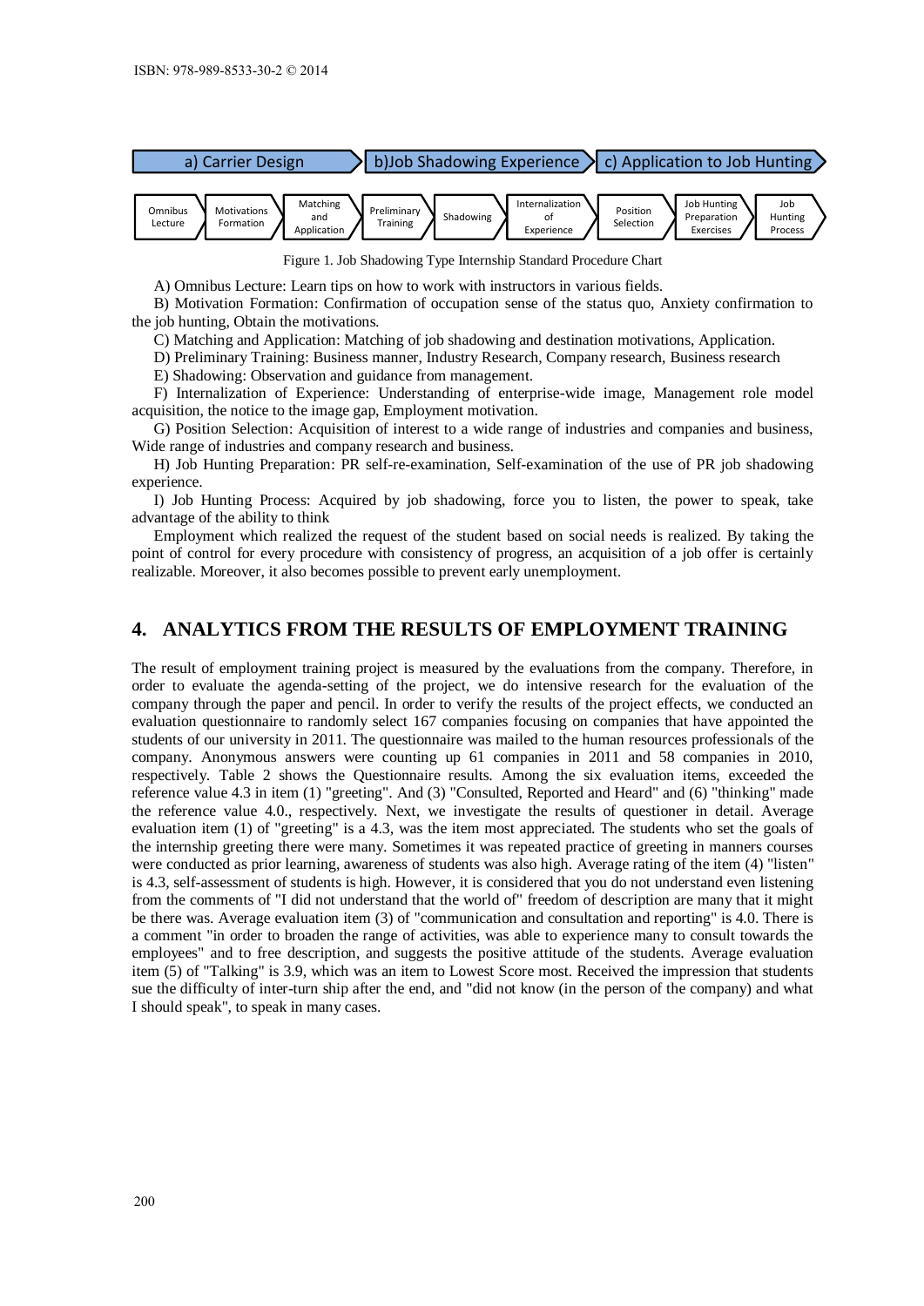| a) Carrier Design | | | b)Job Shadowing Experience | | | c) Application to Job Hunting | | |
|---|---|---|---|---|---|---|---|---|
| Omnibus Lecture | Motivations Formation | Matching and Application | Preliminary Training | Shadowing | Internalization of Experience | Position Selection | Job Hunting Preparation Exercises | Job Hunting Process |

Figure 1. Job Shadowing Type Internship Standard Procedure Chart

A) Omnibus Lecture: Learn tips on how to work with instructors in various fields.

B) Motivation Formation: Confirmation of occupation sense of the status quo, Anxiety confirmation to the job hunting, Obtain the motivations.

C) Matching and Application: Matching of job shadowing and destination motivations, Application.

D) Preliminary Training: Business manner, Industry Research, Company research, Business research

E) Shadowing: Observation and guidance from management.

F) Internalization of Experience: Understanding of enterprise-wide image, Management role model acquisition, the notice to the image gap, Employment motivation.

G) Position Selection: Acquisition of interest to a wide range of industries and companies and business, Wide range of industries and company research and business.

H) Job Hunting Preparation: PR self-re-examination, Self-examination of the use of PR job shadowing experience.

I) Job Hunting Process: Acquired by job shadowing, force you to listen, the power to speak, take advantage of the ability to think

Employment which realized the request of the student based on social needs is realized. By taking the point of control for every procedure with consistency of progress, an acquisition of a job offer is certainly realizable. Moreover, it also becomes possible to prevent early unemployment.

## 4. ANALYTICS FROM THE RESULTS OF EMPLOYMENT TRAINING

The result of employment training project is measured by the evaluations from the company. Therefore, in order to evaluate the agenda-setting of the project, we do intensive research for the evaluation of the company through the paper and pencil. In order to verify the results of the project effects, we conducted an evaluation questionnaire to randomly select 167 companies focusing on companies that have appointed the students of our university in 2011. The questionnaire was mailed to the human resources professionals of the company. Anonymous answers were counting up 61 companies in 2011 and 58 companies in 2010, respectively. Table 2 shows the Questionnaire results. Among the six evaluation items, exceeded the reference value 4.3 in item (1) "greeting". And (3) "Consulted, Reported and Heard" and (6) "thinking" made the reference value 4.0., respectively. Next, we investigate the results of questioner in detail. Average evaluation item (1) of "greeting" is a 4.3, was the item most appreciated. The students who set the goals of the internship greeting there were many. Sometimes it was repeated practice of greeting in manners courses were conducted as prior learning, awareness of students was also high. Average rating of the item (4) "listen" is 4.3, self-assessment of students is high. However, it is considered that you do not understand even listening from the comments of "I did not understand that the world of" freedom of description are many that it might be there was. Average evaluation item (3) of "communication and consultation and reporting" is 4.0. There is a comment "in order to broaden the range of activities, was able to experience many to consult towards the employees" and to free description, and suggests the positive attitude of the students. Average evaluation item (5) of "Talking" is 3.9, which was an item to Lowest Score most. Received the impression that students sue the difficulty of inter-turn ship after the end, and "did not know (in the person of the company) and what I should speak", to speak in many cases.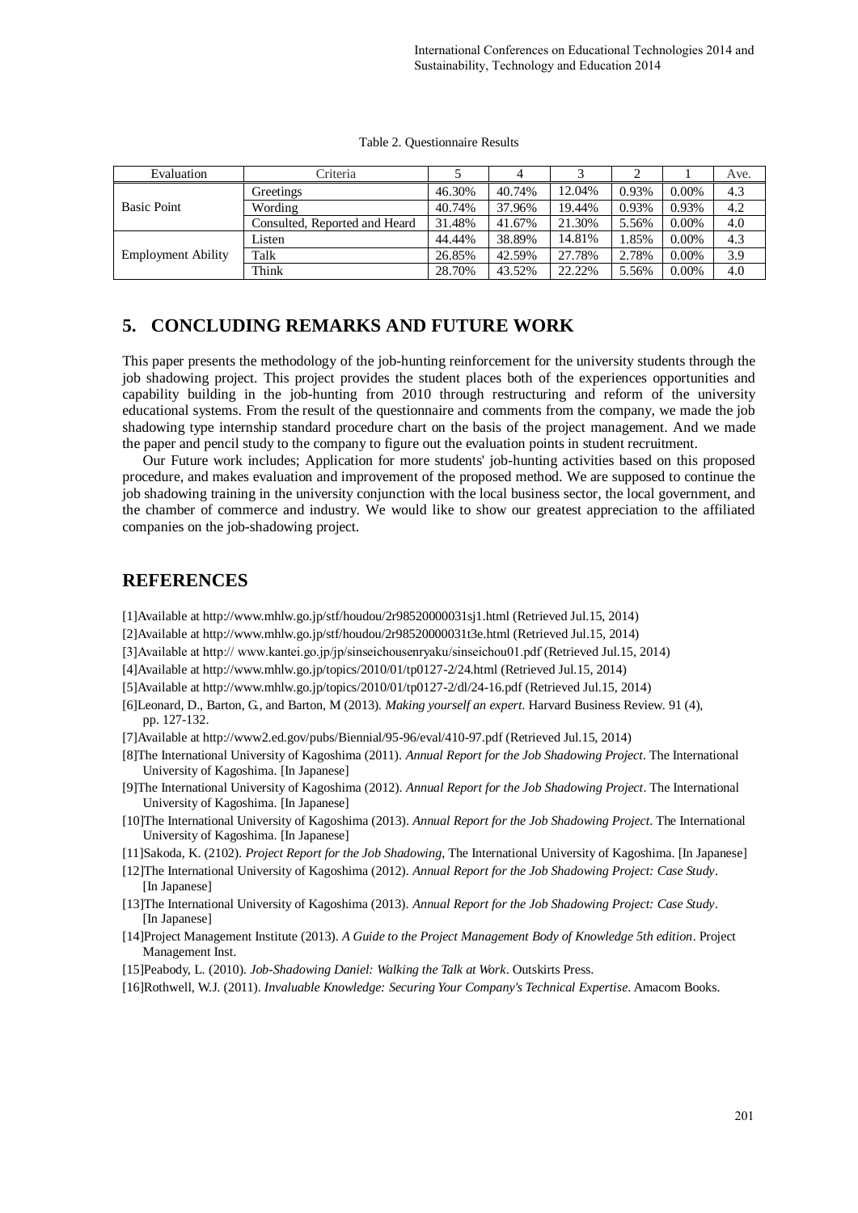Table 2. Questionnaire Results

| Evaluation | Criteria | 5 | 4 | 3 | 2 | 1 | Ave. |
| --- | --- | --- | --- | --- | --- | --- | --- |
| Basic Point | Greetings | 46.30% | 40.74% | 12.04% | 0.93% | 0.00% | 4.3 |
| | Wording | 40.74% | 37.96% | 19.44% | 0.93% | 0.93% | 4.2 |
| | Consulted, Reported and Heard | 31.48% | 41.67% | 21.30% | 5.56% | 0.00% | 4.0 |
| Employment Ability | Listen | 44.44% | 38.89% | 14.81% | 1.85% | 0.00% | 4.3 |
| | Talk | 26.85% | 42.59% | 27.78% | 2.78% | 0.00% | 3.9 |
| | Think | 28.70% | 43.52% | 22.22% | 5.56% | 0.00% | 4.0 |

## 5. CONCLUDING REMARKS AND FUTURE WORK

This paper presents the methodology of the job-hunting reinforcement for the university students through the job shadowing project. This project provides the student places both of the experiences opportunities and capability building in the job-hunting from 2010 through restructuring and reform of the university educational systems. From the result of the questionnaire and comments from the company, we made the job shadowing type internship standard procedure chart on the basis of the project management. And we made the paper and pencil study to the company to figure out the evaluation points in student recruitment.

Our Future work includes; Application for more students' job-hunting activities based on this proposed procedure, and makes evaluation and improvement of the proposed method. We are supposed to continue the job shadowing training in the university conjunction with the local business sector, the local government, and the chamber of commerce and industry. We would like to show our greatest appreciation to the affiliated companies on the job-shadowing project.

## REFERENCES

[1]Available at http://www.mhlw.go.jp/stf/houdou/2r98520000031sj1.html (Retrieved Jul.15, 2014)

[2]Available at http://www.mhlw.go.jp/stf/houdou/2r98520000031t3e.html (Retrieved Jul.15, 2014)

[3]Available at http:// www.kantei.go.jp/jp/sinseichousenryaku/sinseichou01.pdf (Retrieved Jul.15, 2014)

[4]Available at http://www.mhlw.go.jp/topics/2010/01/tp0127-2/24.html (Retrieved Jul.15, 2014)

[5]Available at http://www.mhlw.go.jp/topics/2010/01/tp0127-2/dl/24-16.pdf (Retrieved Jul.15, 2014)

[6]Leonard, D., Barton, G., and Barton, M (2013). *Making yourself an expert*. Harvard Business Review. 91 (4), pp. 127-132.

[7]Available at http://www2.ed.gov/pubs/Biennial/95-96/eval/410-97.pdf (Retrieved Jul.15, 2014)

[8]The International University of Kagoshima (2011). *Annual Report for the Job Shadowing Project*. The International University of Kagoshima. [In Japanese]

[9]The International University of Kagoshima (2012). *Annual Report for the Job Shadowing Project*. The International University of Kagoshima. [In Japanese]

[10]The International University of Kagoshima (2013). *Annual Report for the Job Shadowing Project*. The International University of Kagoshima. [In Japanese]

[11]Sakoda, K. (2102). *Project Report for the Job Shadowing*, The International University of Kagoshima. [In Japanese]

[12]The International University of Kagoshima (2012). *Annual Report for the Job Shadowing Project: Case Study*. [In Japanese]

[13]The International University of Kagoshima (2013). *Annual Report for the Job Shadowing Project: Case Study*. [In Japanese]

[14]Project Management Institute (2013). *A Guide to the Project Management Body of Knowledge 5th edition*. Project Management Inst.

[15]Peabody, L. (2010). *Job-Shadowing Daniel: Walking the Talk at Work*. Outskirts Press.

[16]Rothwell, W.J. (2011). *Invaluable Knowledge: Securing Your Company's Technical Expertise*. Amacom Books.